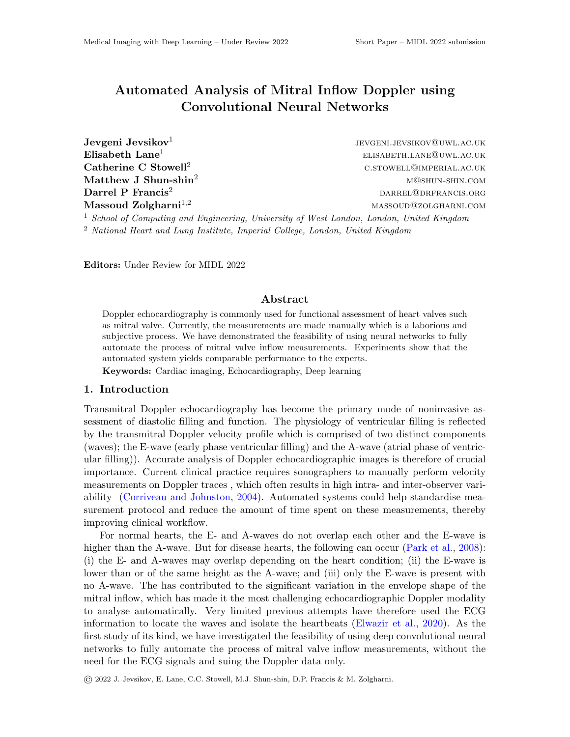# Automated Analysis of Mitral Inflow Doppler using Convolutional Neural Networks

**Jevgeni Jevsikov**[1] JEVGENI.JEVSIKOV@UWL.AC.UK
**Elisabeth Lane**[1] ELISABETH.LANE@UWL.AC.UK
**Catherine C Stowell**[2] C.STOWELL@IMPERIAL.AC.UK
**Matthew J Shun-shin**[2] M@SHUN-SHIN.COM
**Darrel P Francis**[2] DARREL@DRFRANCIS.ORG
**Massoud Zolgharni**[1,2] MASSOUD@ZOLGHARNI.COM

[1] *School of Computing and Engineering, University of West London, London, United Kingdom*
[2] *National Heart and Lung Institute, Imperial College, London, United Kingdom*

**Editors:** Under Review for MIDL 2022

## Abstract

Doppler echocardiography is commonly used for functional assessment of heart valves such as mitral valve. Currently, the measurements are made manually which is a laborious and subjective process. We have demonstrated the feasibility of using neural networks to fully automate the process of mitral valve inflow measurements. Experiments show that the automated system yields comparable performance to the experts.

**Keywords:** Cardiac imaging, Echocardiography, Deep learning

## 1. Introduction

Transmitral Doppler echocardiography has become the primary mode of noninvasive assessment of diastolic filling and function. The physiology of ventricular filling is reflected by the transmitral Doppler velocity profile which is comprised of two distinct components (waves); the E-wave (early phase ventricular filling) and the A-wave (atrial phase of ventricular filling)). Accurate analysis of Doppler echocardiographic images is therefore of crucial importance. Current clinical practice requires sonographers to manually perform velocity measurements on Doppler traces , which often results in high intra- and inter-observer variability (Corriveau and Johnston, 2004). Automated systems could help standardise measurement protocol and reduce the amount of time spent on these measurements, thereby improving clinical workflow.

For normal hearts, the E- and A-waves do not overlap each other and the E-wave is higher than the A-wave. But for disease hearts, the following can occur (Park et al., 2008): (i) the E- and A-waves may overlap depending on the heart condition; (ii) the E-wave is lower than or of the same height as the A-wave; and (iii) only the E-wave is present with no A-wave. The has contributed to the significant variation in the envelope shape of the mitral inflow, which has made it the most challenging echocardiographic Doppler modality to analyse automatically. Very limited previous attempts have therefore used the ECG information to locate the waves and isolate the heartbeats (Elwazir et al., 2020). As the first study of its kind, we have investigated the feasibility of using deep convolutional neural networks to fully automate the process of mitral valve inflow measurements, without the need for the ECG signals and suing the Doppler data only.

© 2022 J. Jevsikov, E. Lane, C.C. Stowell, M.J. Shun-shin, D.P. Francis & M. Zolgharni.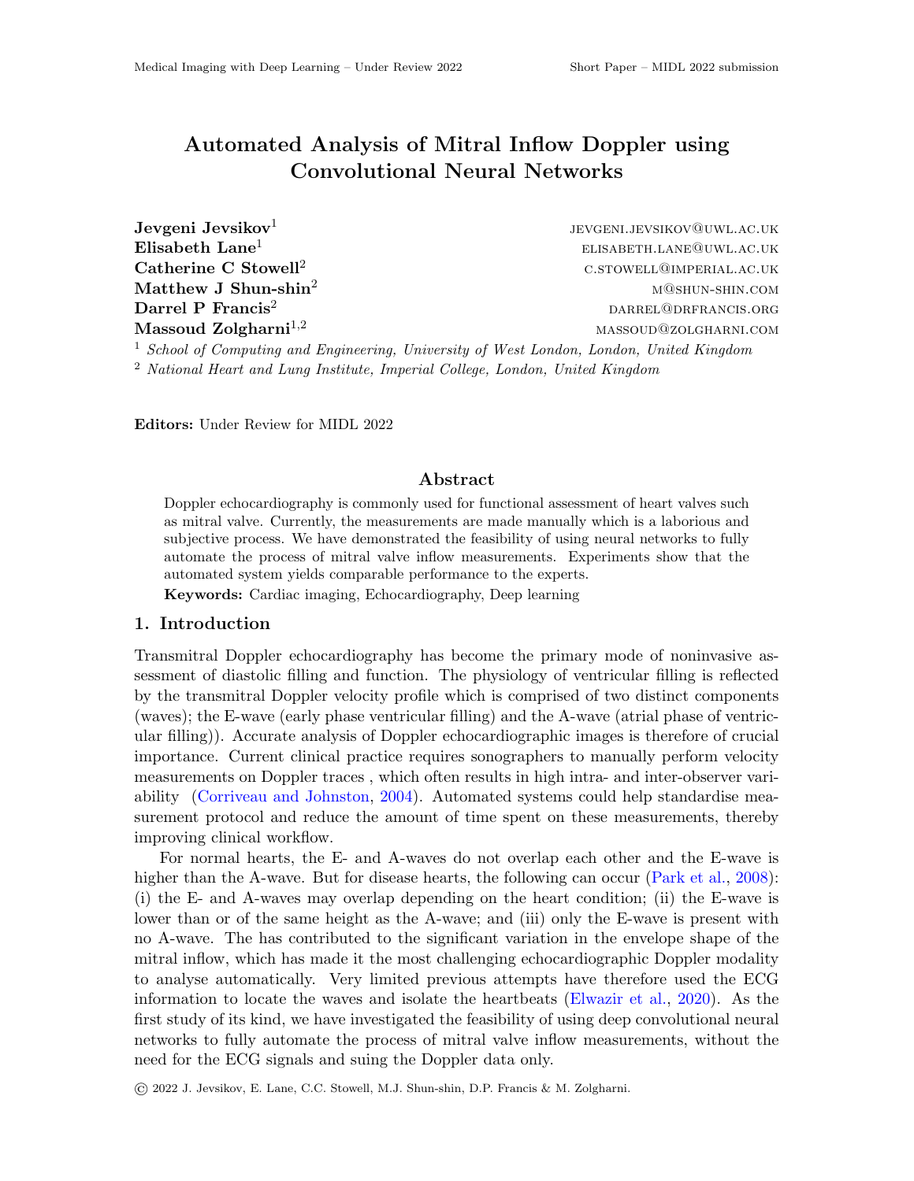# Automated Analysis of Mitral Inflow Doppler using Convolutional Neural Networks

**Jevgeni Jevsikov**[1] JEVGENI.JEVSIKOV@UWL.AC.UK
**Elisabeth Lane**[1] ELISABETH.LANE@UWL.AC.UK
**Catherine C Stowell**[2] C.STOWELL@IMPERIAL.AC.UK
**Matthew J Shun-shin**[2] M@SHUN-SHIN.COM
**Darrel P Francis**[2] DARREL@DRFRANCIS.ORG
**Massoud Zolgharni**[1,2] MASSOUD@ZOLGHARNI.COM

[1] *School of Computing and Engineering, University of West London, London, United Kingdom*
[2] *National Heart and Lung Institute, Imperial College, London, United Kingdom*

**Editors:** Under Review for MIDL 2022

## Abstract

Doppler echocardiography is commonly used for functional assessment of heart valves such as mitral valve. Currently, the measurements are made manually which is a laborious and subjective process. We have demonstrated the feasibility of using neural networks to fully automate the process of mitral valve inflow measurements. Experiments show that the automated system yields comparable performance to the experts.

**Keywords:** Cardiac imaging, Echocardiography, Deep learning

## 1. Introduction

Transmitral Doppler echocardiography has become the primary mode of noninvasive assessment of diastolic filling and function. The physiology of ventricular filling is reflected by the transmitral Doppler velocity profile which is comprised of two distinct components (waves); the E-wave (early phase ventricular filling) and the A-wave (atrial phase of ventricular filling)). Accurate analysis of Doppler echocardiographic images is therefore of crucial importance. Current clinical practice requires sonographers to manually perform velocity measurements on Doppler traces , which often results in high intra- and inter-observer variability (Corriveau and Johnston, 2004). Automated systems could help standardise measurement protocol and reduce the amount of time spent on these measurements, thereby improving clinical workflow.

For normal hearts, the E- and A-waves do not overlap each other and the E-wave is higher than the A-wave. But for disease hearts, the following can occur (Park et al., 2008): (i) the E- and A-waves may overlap depending on the heart condition; (ii) the E-wave is lower than or of the same height as the A-wave; and (iii) only the E-wave is present with no A-wave. The has contributed to the significant variation in the envelope shape of the mitral inflow, which has made it the most challenging echocardiographic Doppler modality to analyse automatically. Very limited previous attempts have therefore used the ECG information to locate the waves and isolate the heartbeats (Elwazir et al., 2020). As the first study of its kind, we have investigated the feasibility of using deep convolutional neural networks to fully automate the process of mitral valve inflow measurements, without the need for the ECG signals and suing the Doppler data only.

© 2022 J. Jevsikov, E. Lane, C.C. Stowell, M.J. Shun-shin, D.P. Francis & M. Zolgharni.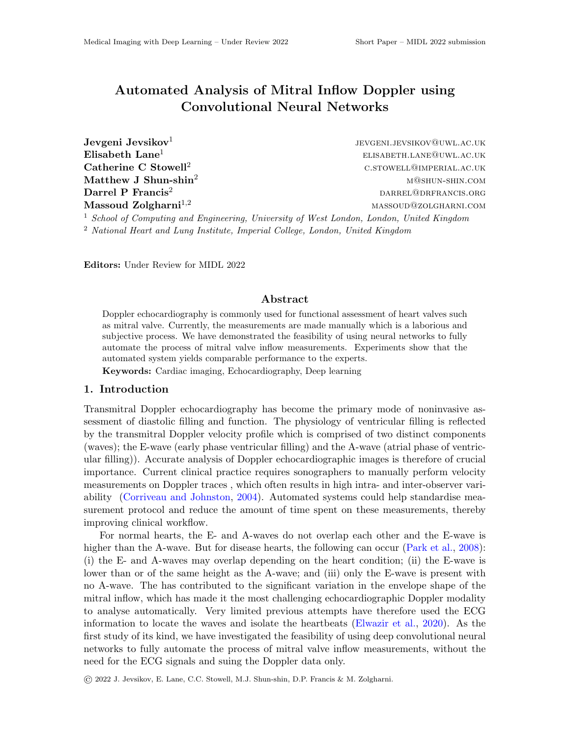# Automated Analysis of Mitral Inflow Doppler using Convolutional Neural Networks

**Jevgeni Jevsikov**[1] JEVGENI.JEVSIKOV@UWL.AC.UK
**Elisabeth Lane**[1] ELISABETH.LANE@UWL.AC.UK
**Catherine C Stowell**[2] C.STOWELL@IMPERIAL.AC.UK
**Matthew J Shun-shin**[2] M@SHUN-SHIN.COM
**Darrel P Francis**[2] DARREL@DRFRANCIS.ORG
**Massoud Zolgharni**[1,2] MASSOUD@ZOLGHARNI.COM

[1] *School of Computing and Engineering, University of West London, London, United Kingdom*
[2] *National Heart and Lung Institute, Imperial College, London, United Kingdom*

**Editors:** Under Review for MIDL 2022

## Abstract

Doppler echocardiography is commonly used for functional assessment of heart valves such as mitral valve. Currently, the measurements are made manually which is a laborious and subjective process. We have demonstrated the feasibility of using neural networks to fully automate the process of mitral valve inflow measurements. Experiments show that the automated system yields comparable performance to the experts.

**Keywords:** Cardiac imaging, Echocardiography, Deep learning

## 1. Introduction

Transmitral Doppler echocardiography has become the primary mode of noninvasive assessment of diastolic filling and function. The physiology of ventricular filling is reflected by the transmitral Doppler velocity profile which is comprised of two distinct components (waves); the E-wave (early phase ventricular filling) and the A-wave (atrial phase of ventricular filling)). Accurate analysis of Doppler echocardiographic images is therefore of crucial importance. Current clinical practice requires sonographers to manually perform velocity measurements on Doppler traces , which often results in high intra- and inter-observer variability (Corriveau and Johnston, 2004). Automated systems could help standardise measurement protocol and reduce the amount of time spent on these measurements, thereby improving clinical workflow.

For normal hearts, the E- and A-waves do not overlap each other and the E-wave is higher than the A-wave. But for disease hearts, the following can occur (Park et al., 2008): (i) the E- and A-waves may overlap depending on the heart condition; (ii) the E-wave is lower than or of the same height as the A-wave; and (iii) only the E-wave is present with no A-wave. The has contributed to the significant variation in the envelope shape of the mitral inflow, which has made it the most challenging echocardiographic Doppler modality to analyse automatically. Very limited previous attempts have therefore used the ECG information to locate the waves and isolate the heartbeats (Elwazir et al., 2020). As the first study of its kind, we have investigated the feasibility of using deep convolutional neural networks to fully automate the process of mitral valve inflow measurements, without the need for the ECG signals and suing the Doppler data only.

© 2022 J. Jevsikov, E. Lane, C.C. Stowell, M.J. Shun-shin, D.P. Francis & M. Zolgharni.